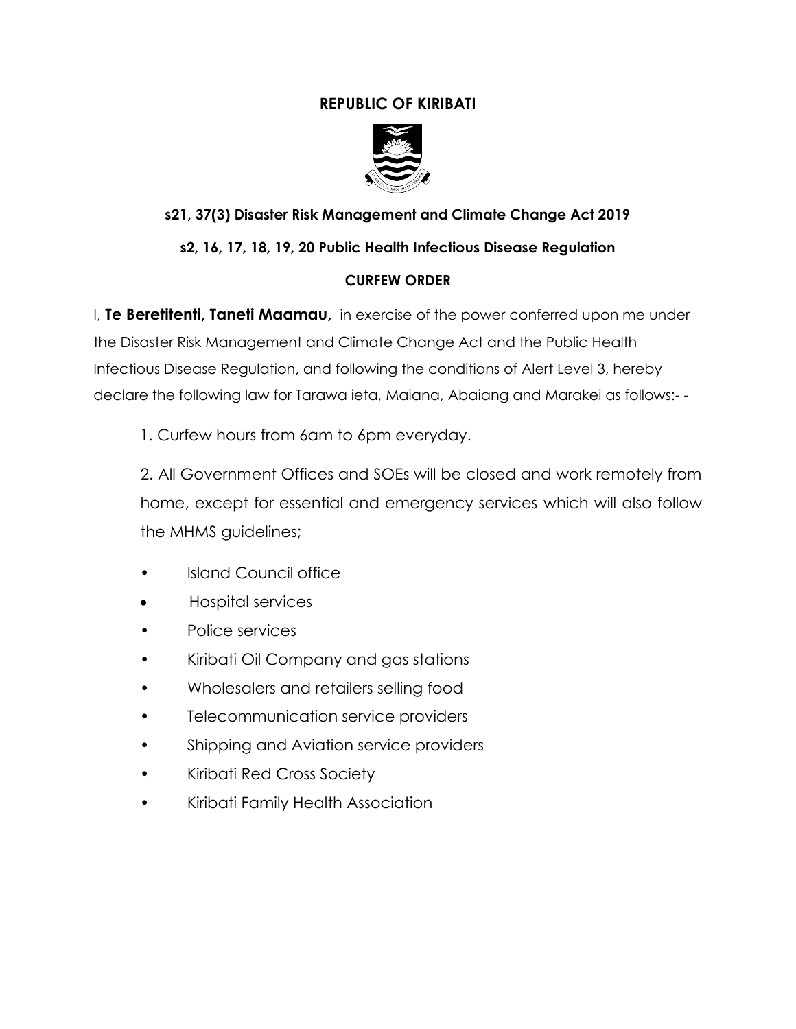# REPUBLIC OF KIRIBATI

### s21, 37(3) Disaster Risk Management and Climate Change Act 2019

### s2, 16, 17, 18, 19, 20 Public Health Infectious Disease Regulation

### CURFEW ORDER

I, **Te Beretitenti, Taneti Maamau,** in exercise of the power conferred upon me under the Disaster Risk Management and Climate Change Act and the Public Health Infectious Disease Regulation, and following the conditions of Alert Level 3, hereby declare the following law for Tarawa ieta, Maiana, Abaiang and Marakei as follows:- -

1. Curfew hours from 6am to 6pm everyday.

2. All Government Offices and SOEs will be closed and work remotely from home, except for essential and emergency services which will also follow the MHMS guidelines;

- Island Council office
- Hospital services
- Police services
- Kiribati Oil Company and gas stations
- Wholesalers and retailers selling food
- Telecommunication service providers
- Shipping and Aviation service providers
- Kiribati Red Cross Society
- Kiribati Family Health Association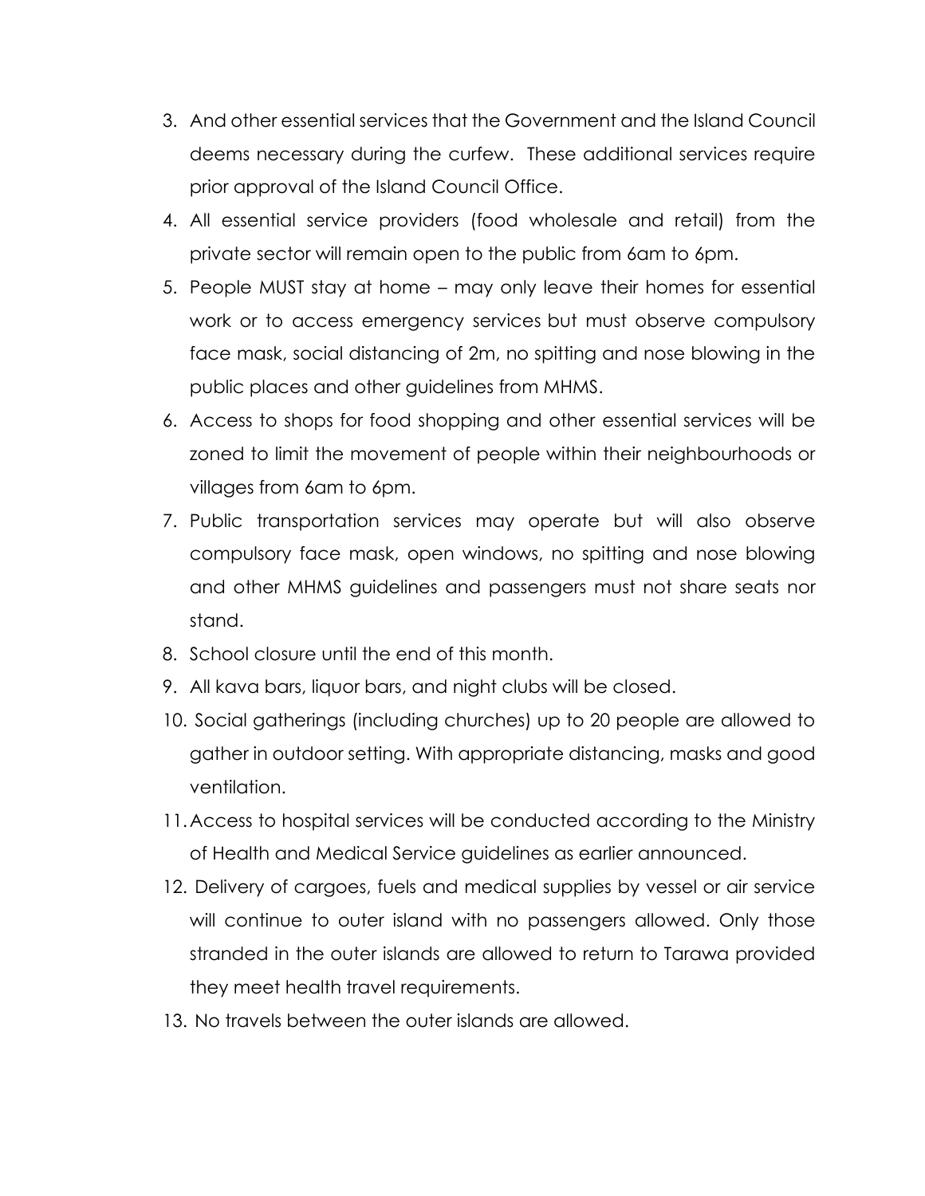3. And other essential services that the Government and the Island Council deems necessary during the curfew. These additional services require prior approval of the Island Council Office.
4. All essential service providers (food wholesale and retail) from the private sector will remain open to the public from 6am to 6pm.
5. People MUST stay at home – may only leave their homes for essential work or to access emergency services but must observe compulsory face mask, social distancing of 2m, no spitting and nose blowing in the public places and other guidelines from MHMS.
6. Access to shops for food shopping and other essential services will be zoned to limit the movement of people within their neighbourhoods or villages from 6am to 6pm.
7. Public transportation services may operate but will also observe compulsory face mask, open windows, no spitting and nose blowing and other MHMS guidelines and passengers must not share seats nor stand.
8. School closure until the end of this month.
9. All kava bars, liquor bars, and night clubs will be closed.
10. Social gatherings (including churches) up to 20 people are allowed to gather in outdoor setting. With appropriate distancing, masks and good ventilation.
11. Access to hospital services will be conducted according to the Ministry of Health and Medical Service guidelines as earlier announced.
12. Delivery of cargoes, fuels and medical supplies by vessel or air service will continue to outer island with no passengers allowed. Only those stranded in the outer islands are allowed to return to Tarawa provided they meet health travel requirements.
13. No travels between the outer islands are allowed.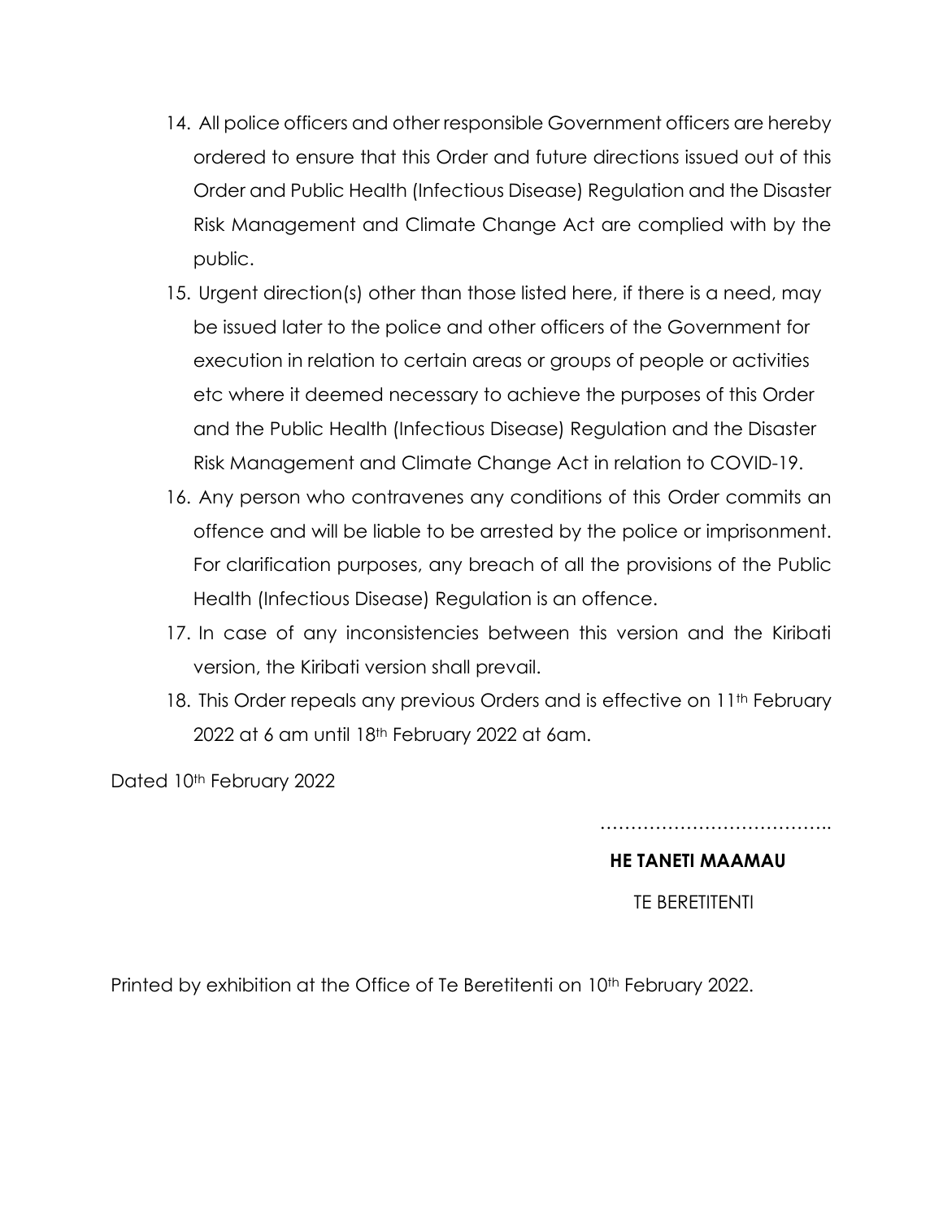14. All police officers and other responsible Government officers are hereby ordered to ensure that this Order and future directions issued out of this Order and Public Health (Infectious Disease) Regulation and the Disaster Risk Management and Climate Change Act are complied with by the public.
15. Urgent direction(s) other than those listed here, if there is a need, may be issued later to the police and other officers of the Government for execution in relation to certain areas or groups of people or activities etc where it deemed necessary to achieve the purposes of this Order and the Public Health (Infectious Disease) Regulation and the Disaster Risk Management and Climate Change Act in relation to COVID-19.
16. Any person who contravenes any conditions of this Order commits an offence and will be liable to be arrested by the police or imprisonment. For clarification purposes, any breach of all the provisions of the Public Health (Infectious Disease) Regulation is an offence.
17. In case of any inconsistencies between this version and the Kiribati version, the Kiribati version shall prevail.
18. This Order repeals any previous Orders and is effective on 11th February 2022 at 6 am until 18th February 2022 at 6am.

Dated 10th February 2022

………………………………..

**HE TANETI MAAMAU**

TE BERETITENTI

Printed by exhibition at the Office of Te Beretitenti on 10th February 2022.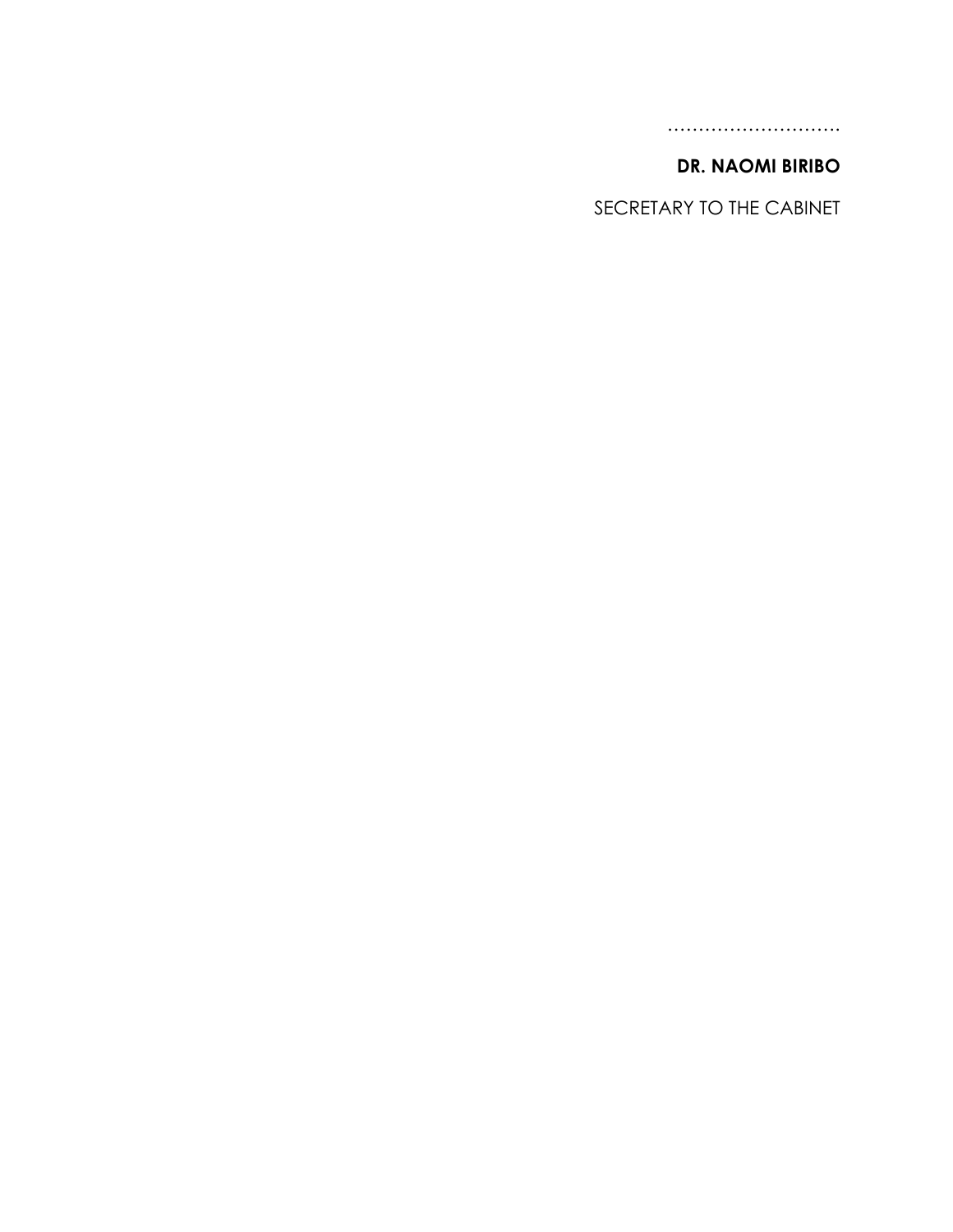…………………………

**DR. NAOMI BIRIBO**

SECRETARY TO THE CABINET